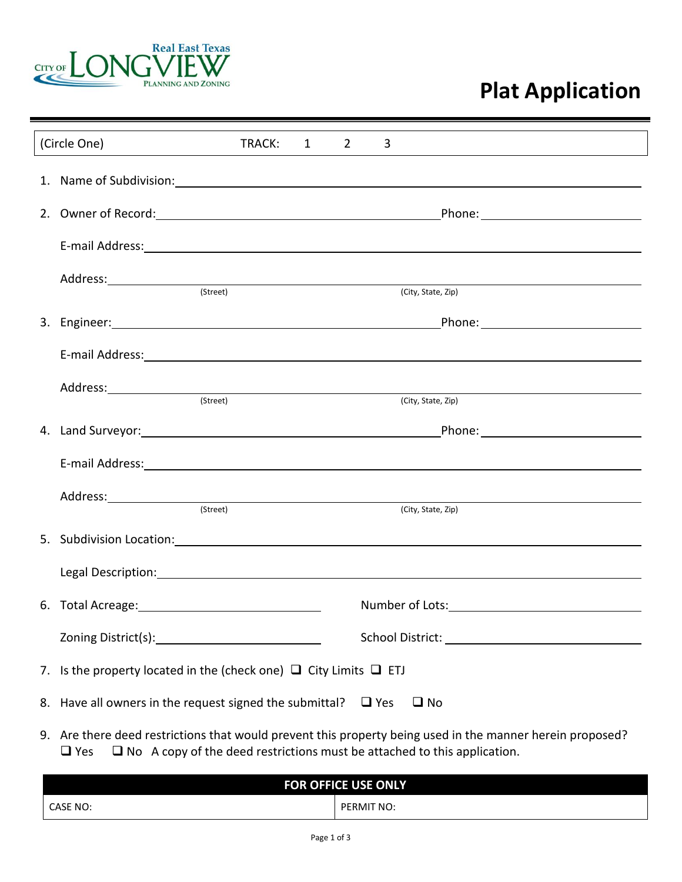CITY OF LONGVIEW
Real East Texas
PLANNING AND ZONING

# Plat Application

(Circle One) TRACK: 1 2 3

1. Name of Subdivision: ______________________________

2. Owner of Record: ______________________________ Phone: ______________

   E-mail Address: ______________________________

   Address: ______________________________ (Street) ______________________________ (City, State, Zip)

3. Engineer: ______________________________ Phone: ______________

   E-mail Address: ______________________________

   Address: ______________________________ (Street) ______________________________ (City, State, Zip)

4. Land Surveyor: ______________________________ Phone: ______________

   E-mail Address: ______________________________

   Address: ______________________________ (Street) ______________________________ (City, State, Zip)

5. Subdivision Location: ______________________________

   Legal Description: ______________________________

6. Total Acreage: ______________ Number of Lots: ______________

   Zoning District(s): ______________ School District: ______________

7. Is the property located in the (check one) ❑ City Limits ❑ ETJ

8. Have all owners in the request signed the submittal? ❑ Yes ❑ No

9. Are there deed restrictions that would prevent this property being used in the manner herein proposed?
   ❑ Yes ❑ No A copy of the deed restrictions must be attached to this application.

| FOR OFFICE USE ONLY | |
|---|---|
| CASE NO: | PERMIT NO: |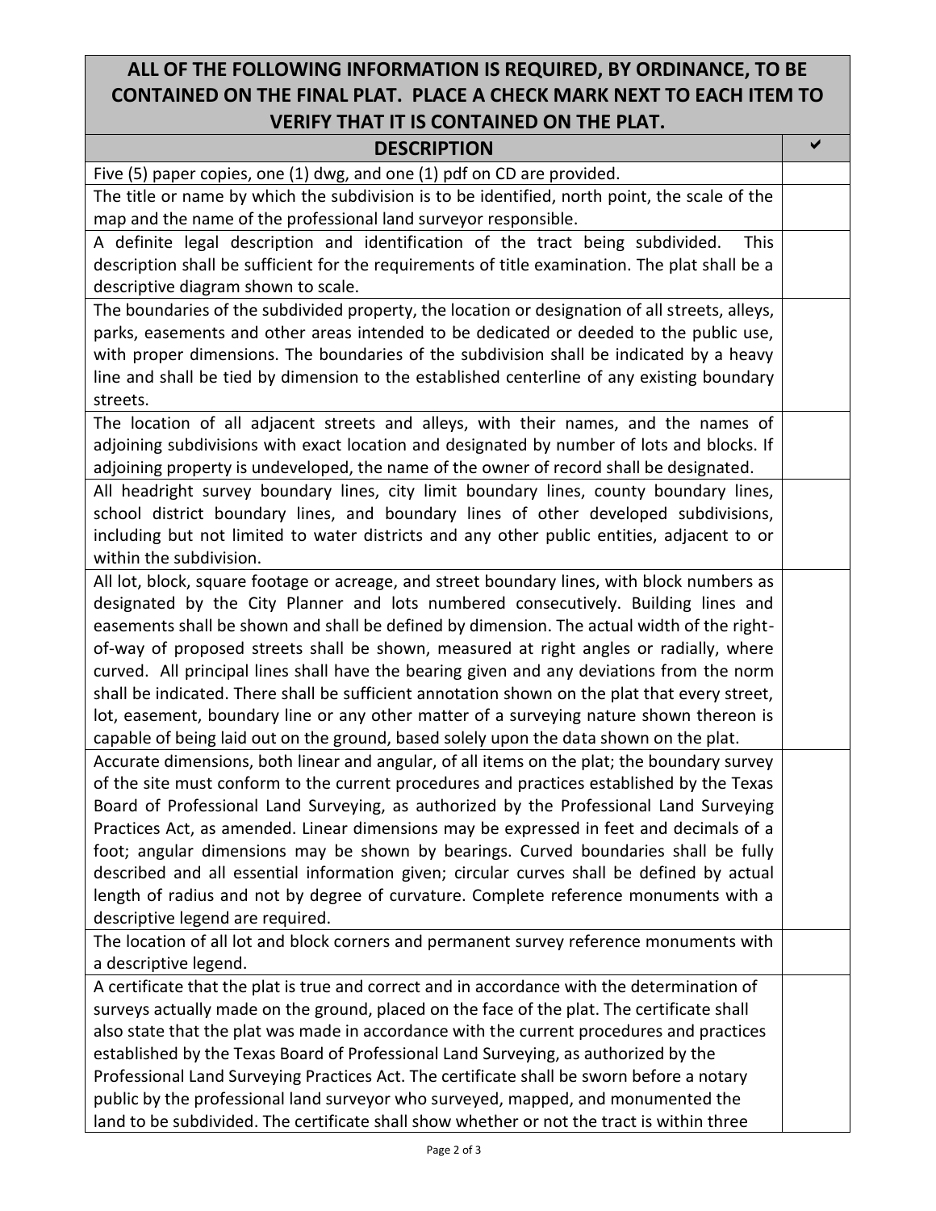| ALL OF THE FOLLOWING INFORMATION IS REQUIRED, BY ORDINANCE, TO BE CONTAINED ON THE FINAL PLAT. PLACE A CHECK MARK NEXT TO EACH ITEM TO VERIFY THAT IT IS CONTAINED ON THE PLAT. | |
|---|---|
| **DESCRIPTION** | ✔ |
| Five (5) paper copies, one (1) dwg, and one (1) pdf on CD are provided. | |
| The title or name by which the subdivision is to be identified, north point, the scale of the map and the name of the professional land surveyor responsible. | |
| A definite legal description and identification of the tract being subdivided. This description shall be sufficient for the requirements of title examination. The plat shall be a descriptive diagram shown to scale. | |
| The boundaries of the subdivided property, the location or designation of all streets, alleys, parks, easements and other areas intended to be dedicated or deeded to the public use, with proper dimensions. The boundaries of the subdivision shall be indicated by a heavy line and shall be tied by dimension to the established centerline of any existing boundary streets. | |
| The location of all adjacent streets and alleys, with their names, and the names of adjoining subdivisions with exact location and designated by number of lots and blocks. If adjoining property is undeveloped, the name of the owner of record shall be designated. | |
| All headright survey boundary lines, city limit boundary lines, county boundary lines, school district boundary lines, and boundary lines of other developed subdivisions, including but not limited to water districts and any other public entities, adjacent to or within the subdivision. | |
| All lot, block, square footage or acreage, and street boundary lines, with block numbers as designated by the City Planner and lots numbered consecutively. Building lines and easements shall be shown and shall be defined by dimension. The actual width of the right-of-way of proposed streets shall be shown, measured at right angles or radially, where curved. All principal lines shall have the bearing given and any deviations from the norm shall be indicated. There shall be sufficient annotation shown on the plat that every street, lot, easement, boundary line or any other matter of a surveying nature shown thereon is capable of being laid out on the ground, based solely upon the data shown on the plat. | |
| Accurate dimensions, both linear and angular, of all items on the plat; the boundary survey of the site must conform to the current procedures and practices established by the Texas Board of Professional Land Surveying, as authorized by the Professional Land Surveying Practices Act, as amended. Linear dimensions may be expressed in feet and decimals of a foot; angular dimensions may be shown by bearings. Curved boundaries shall be fully described and all essential information given; circular curves shall be defined by actual length of radius and not by degree of curvature. Complete reference monuments with a descriptive legend are required. | |
| The location of all lot and block corners and permanent survey reference monuments with a descriptive legend. | |
| A certificate that the plat is true and correct and in accordance with the determination of surveys actually made on the ground, placed on the face of the plat. The certificate shall also state that the plat was made in accordance with the current procedures and practices established by the Texas Board of Professional Land Surveying, as authorized by the Professional Land Surveying Practices Act. The certificate shall be sworn before a notary public by the professional land surveyor who surveyed, mapped, and monumented the land to be subdivided. The certificate shall show whether or not the tract is within three | |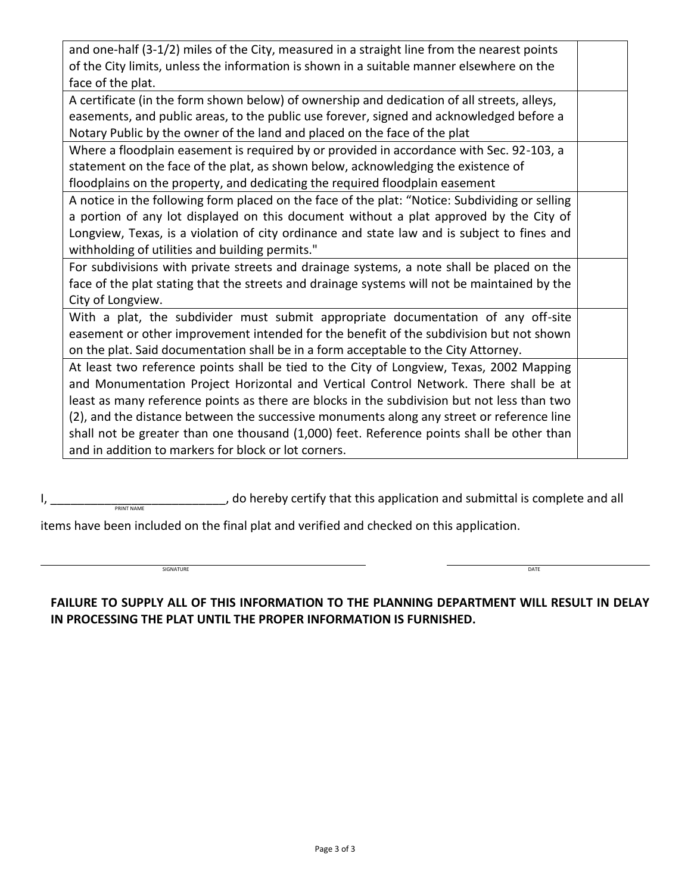| | |
|---|---|
| and one-half (3-1/2) miles of the City, measured in a straight line from the nearest points of the City limits, unless the information is shown in a suitable manner elsewhere on the face of the plat. | |
| A certificate (in the form shown below) of ownership and dedication of all streets, alleys, easements, and public areas, to the public use forever, signed and acknowledged before a Notary Public by the owner of the land and placed on the face of the plat | |
| Where a floodplain easement is required by or provided in accordance with Sec. 92-103, a statement on the face of the plat, as shown below, acknowledging the existence of floodplains on the property, and dedicating the required floodplain easement | |
| A notice in the following form placed on the face of the plat: "Notice: Subdividing or selling a portion of any lot displayed on this document without a plat approved by the City of Longview, Texas, is a violation of city ordinance and state law and is subject to fines and withholding of utilities and building permits." | |
| For subdivisions with private streets and drainage systems, a note shall be placed on the face of the plat stating that the streets and drainage systems will not be maintained by the City of Longview. | |
| With a plat, the subdivider must submit appropriate documentation of any off-site easement or other improvement intended for the benefit of the subdivision but not shown on the plat. Said documentation shall be in a form acceptable to the City Attorney. | |
| At least two reference points shall be tied to the City of Longview, Texas, 2002 Mapping and Monumentation Project Horizontal and Vertical Control Network. There shall be at least as many reference points as there are blocks in the subdivision but not less than two (2), and the distance between the successive monuments along any street or reference line shall not be greater than one thousand (1,000) feet. Reference points shall be other than and in addition to markers for block or lot corners. | |

I, ___________________________, do hereby certify that this application and submittal is complete and all
PRINT NAME

items have been included on the final plat and verified and checked on this application.

_________________________________________ SIGNATURE

_________________________ DATE

**FAILURE TO SUPPLY ALL OF THIS INFORMATION TO THE PLANNING DEPARTMENT WILL RESULT IN DELAY IN PROCESSING THE PLAT UNTIL THE PROPER INFORMATION IS FURNISHED.**